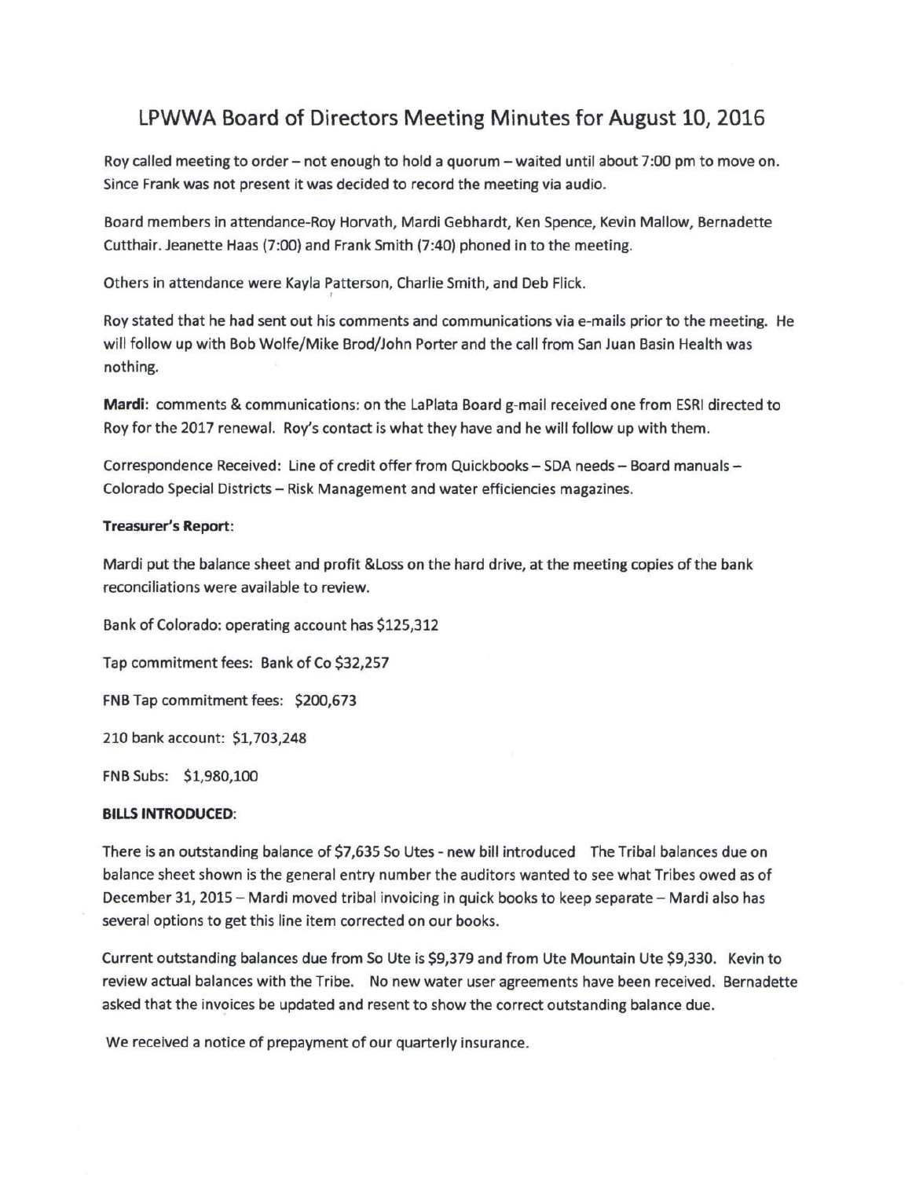# LPWWA Board of Directors Meeting Minutes for August 10, 2016

Roy called meeting to order – not enough to hold a quorum – waited until about 7:00 pm to move on. Since Frank was not present it was decided to record the meeting via audio.

Board members in attendance-Roy Horvath, Mardi Gebhardt, Ken Spence, Kevin Mallow, Bernadette Cutthair. Jeanette Haas (7:00) and Frank Smith (7:40) phoned in to the meeting.

Others in attendance were Kayla Patterson, Charlie Smith, and Deb Flick.

Roy stated that he had sent out his comments and communications via e-mails prior to the meeting. He will follow up with Bob Wolfe/Mike Brod/John Porter and the call from San Juan Basin Health was nothing.

**Mardi**: comments & communications: on the LaPlata Board g-mail received one from ESRI directed to Roy for the 2017 renewal. Roy's contact is what they have and he will follow up with them.

Correspondence Received: Line of credit offer from Quickbooks – SDA needs – Board manuals – Colorado Special Districts – Risk Management and water efficiencies magazines.

**Treasurer's Report**:

Mardi put the balance sheet and profit &Loss on the hard drive, at the meeting copies of the bank reconciliations were available to review.

Bank of Colorado: operating account has $125,312

Tap commitment fees: Bank of Co $32,257

FNB Tap commitment fees: $200,673

210 bank account: $1,703,248

FNB Subs: $1,980,100

**BILLS INTRODUCED**:

There is an outstanding balance of $7,635 So Utes - new bill introduced The Tribal balances due on balance sheet shown is the general entry number the auditors wanted to see what Tribes owed as of December 31, 2015 – Mardi moved tribal invoicing in quick books to keep separate – Mardi also has several options to get this line item corrected on our books.

Current outstanding balances due from So Ute is $9,379 and from Ute Mountain Ute $9,330. Kevin to review actual balances with the Tribe. No new water user agreements have been received. Bernadette asked that the invoices be updated and resent to show the correct outstanding balance due.

We received a notice of prepayment of our quarterly insurance.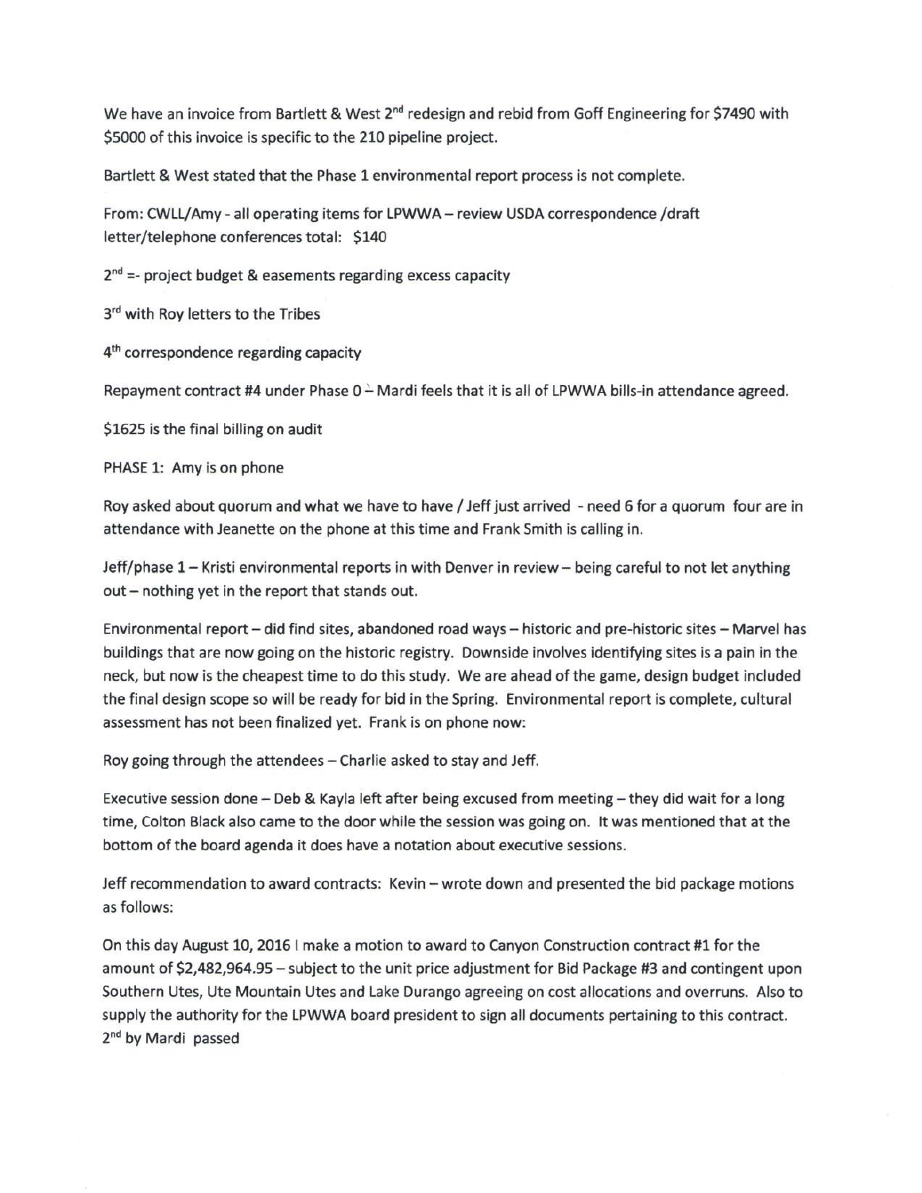We have an invoice from Bartlett & West 2nd redesign and rebid from Goff Engineering for $7490 with $5000 of this invoice is specific to the 210 pipeline project.

Bartlett & West stated that the Phase 1 environmental report process is not complete.

From: CWLL/Amy - all operating items for LPWWA – review USDA correspondence /draft letter/telephone conferences total: $140

2nd =- project budget & easements regarding excess capacity

3rd with Roy letters to the Tribes

4th correspondence regarding capacity

Repayment contract #4 under Phase 0 – Mardi feels that it is all of LPWWA bills-in attendance agreed.

$1625 is the final billing on audit

PHASE 1: Amy is on phone

Roy asked about quorum and what we have to have / Jeff just arrived - need 6 for a quorum four are in attendance with Jeanette on the phone at this time and Frank Smith is calling in.

Jeff/phase 1 – Kristi environmental reports in with Denver in review – being careful to not let anything out – nothing yet in the report that stands out.

Environmental report – did find sites, abandoned road ways – historic and pre-historic sites – Marvel has buildings that are now going on the historic registry. Downside involves identifying sites is a pain in the neck, but now is the cheapest time to do this study. We are ahead of the game, design budget included the final design scope so will be ready for bid in the Spring. Environmental report is complete, cultural assessment has not been finalized yet. Frank is on phone now:

Roy going through the attendees – Charlie asked to stay and Jeff.

Executive session done – Deb & Kayla left after being excused from meeting – they did wait for a long time, Colton Black also came to the door while the session was going on. It was mentioned that at the bottom of the board agenda it does have a notation about executive sessions.

Jeff recommendation to award contracts: Kevin – wrote down and presented the bid package motions as follows:

On this day August 10, 2016 I make a motion to award to Canyon Construction contract #1 for the amount of $2,482,964.95 – subject to the unit price adjustment for Bid Package #3 and contingent upon Southern Utes, Ute Mountain Utes and Lake Durango agreeing on cost allocations and overruns. Also to supply the authority for the LPWWA board president to sign all documents pertaining to this contract. 2nd by Mardi passed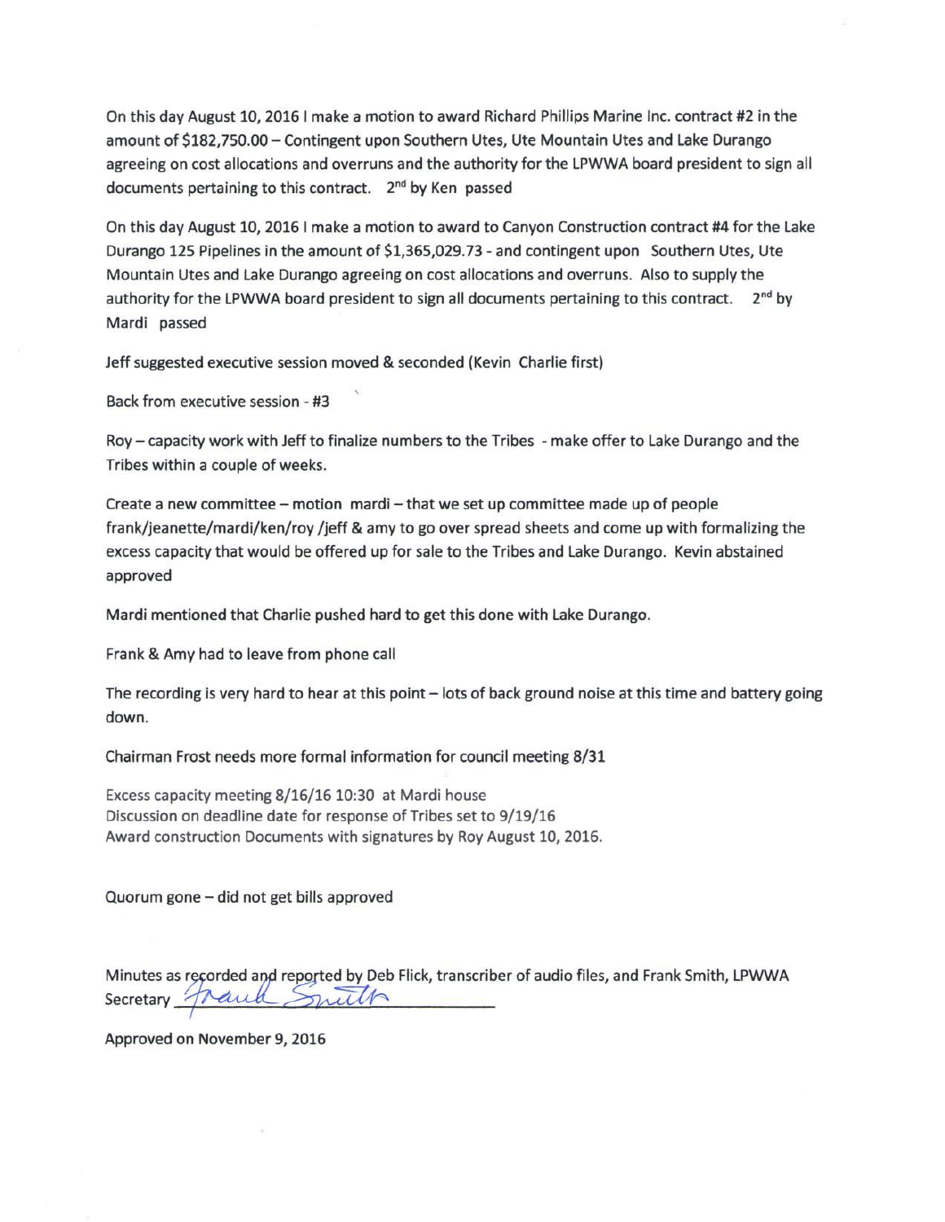On this day August 10, 2016 I make a motion to award Richard Phillips Marine Inc. contract #2 in the amount of $182,750.00 – Contingent upon Southern Utes, Ute Mountain Utes and Lake Durango agreeing on cost allocations and overruns and the authority for the LPWWA board president to sign all documents pertaining to this contract. 2nd by Ken passed

On this day August 10, 2016 I make a motion to award to Canyon Construction contract #4 for the Lake Durango 125 Pipelines in the amount of $1,365,029.73 - and contingent upon Southern Utes, Ute Mountain Utes and Lake Durango agreeing on cost allocations and overruns. Also to supply the authority for the LPWWA board president to sign all documents pertaining to this contract. 2nd by Mardi passed

Jeff suggested executive session moved & seconded (Kevin Charlie first)

Back from executive session - #3

Roy – capacity work with Jeff to finalize numbers to the Tribes - make offer to Lake Durango and the Tribes within a couple of weeks.

Create a new committee – motion mardi – that we set up committee made up of people frank/jeanette/mardi/ken/roy /jeff & amy to go over spread sheets and come up with formalizing the excess capacity that would be offered up for sale to the Tribes and Lake Durango. Kevin abstained approved

Mardi mentioned that Charlie pushed hard to get this done with Lake Durango.

Frank & Amy had to leave from phone call

The recording is very hard to hear at this point – lots of back ground noise at this time and battery going down.

Chairman Frost needs more formal information for council meeting 8/31

Excess capacity meeting 8/16/16 10:30 at Mardi house
Discussion on deadline date for response of Tribes set to 9/19/16
Award construction Documents with signatures by Roy August 10, 2016.

Quorum gone – did not get bills approved

Minutes as recorded and reported by Deb Flick, transcriber of audio files, and Frank Smith, LPWWA Secretary Frank Smith

Approved on November 9, 2016